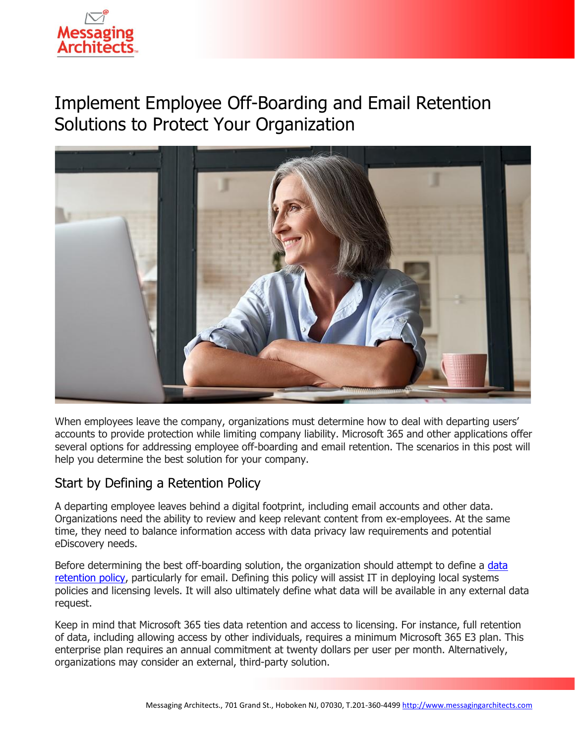# Implement Employee Off-Boarding and Email Retention Solutions to Protect Your Organization

When employees leave the company, organizations must determine how to deal with departing users' accounts to provide protection while limiting company liability. Microsoft 365 and other applications offer several options for addressing employee off-boarding and email retention. The scenarios in this post will help you determine the best solution for your company.

## Start by Defining a Retention Policy

A departing employee leaves behind a digital footprint, including email accounts and other data. Organizations need the ability to review and keep relevant content from ex-employees. At the same time, they need to balance information access with data privacy law requirements and potential eDiscovery needs.

Before determining the best off-boarding solution, the organization should attempt to define a data retention policy, particularly for email. Defining this policy will assist IT in deploying local systems policies and licensing levels. It will also ultimately define what data will be available in any external data request.

Keep in mind that Microsoft 365 ties data retention and access to licensing. For instance, full retention of data, including allowing access by other individuals, requires a minimum Microsoft 365 E3 plan. This enterprise plan requires an annual commitment at twenty dollars per user per month. Alternatively, organizations may consider an external, third-party solution.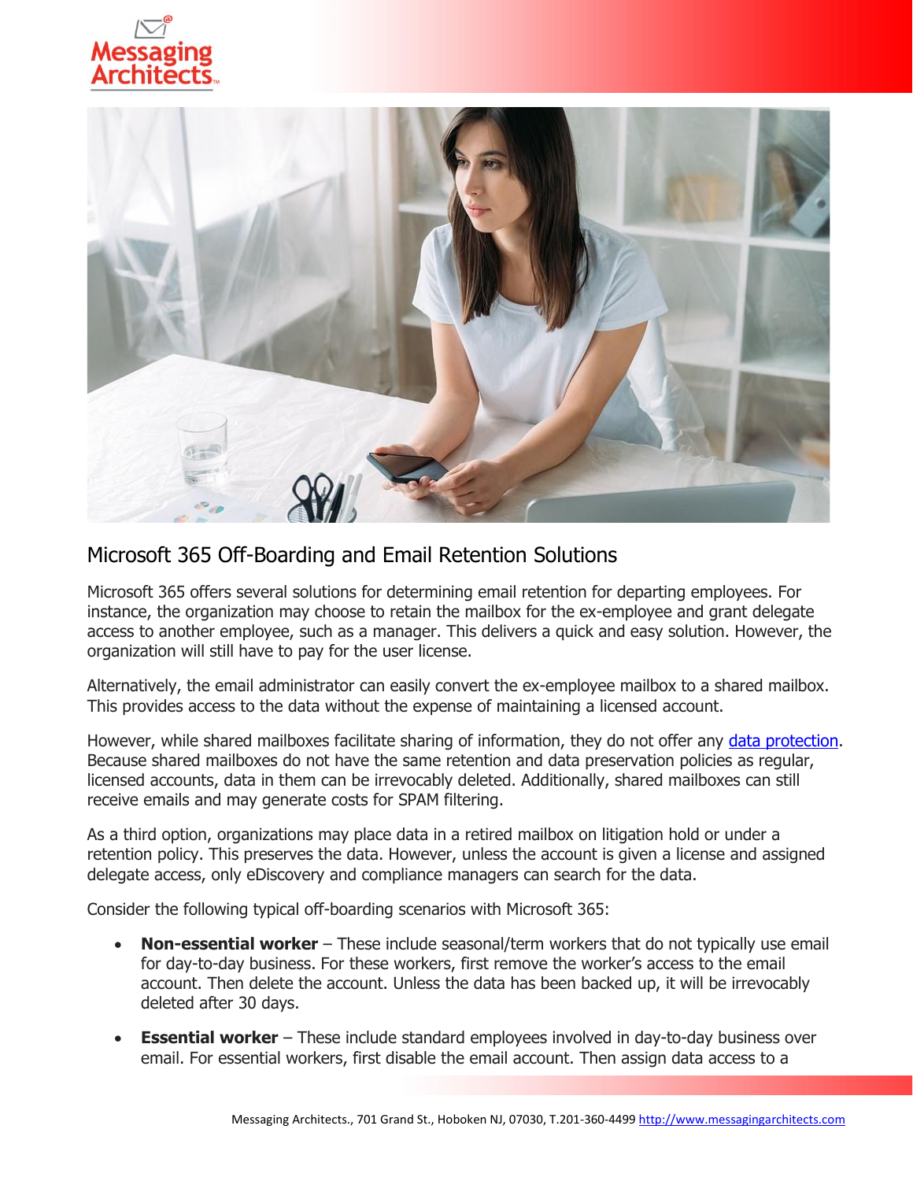## Microsoft 365 Off-Boarding and Email Retention Solutions

Microsoft 365 offers several solutions for determining email retention for departing employees. For instance, the organization may choose to retain the mailbox for the ex-employee and grant delegate access to another employee, such as a manager. This delivers a quick and easy solution. However, the organization will still have to pay for the user license.

Alternatively, the email administrator can easily convert the ex-employee mailbox to a shared mailbox. This provides access to the data without the expense of maintaining a licensed account.

However, while shared mailboxes facilitate sharing of information, they do not offer any data protection. Because shared mailboxes do not have the same retention and data preservation policies as regular, licensed accounts, data in them can be irrevocably deleted. Additionally, shared mailboxes can still receive emails and may generate costs for SPAM filtering.

As a third option, organizations may place data in a retired mailbox on litigation hold or under a retention policy. This preserves the data. However, unless the account is given a license and assigned delegate access, only eDiscovery and compliance managers can search for the data.

Consider the following typical off-boarding scenarios with Microsoft 365:

- **Non-essential worker** – These include seasonal/term workers that do not typically use email for day-to-day business. For these workers, first remove the worker's access to the email account. Then delete the account. Unless the data has been backed up, it will be irrevocably deleted after 30 days.
- **Essential worker** – These include standard employees involved in day-to-day business over email. For essential workers, first disable the email account. Then assign data access to a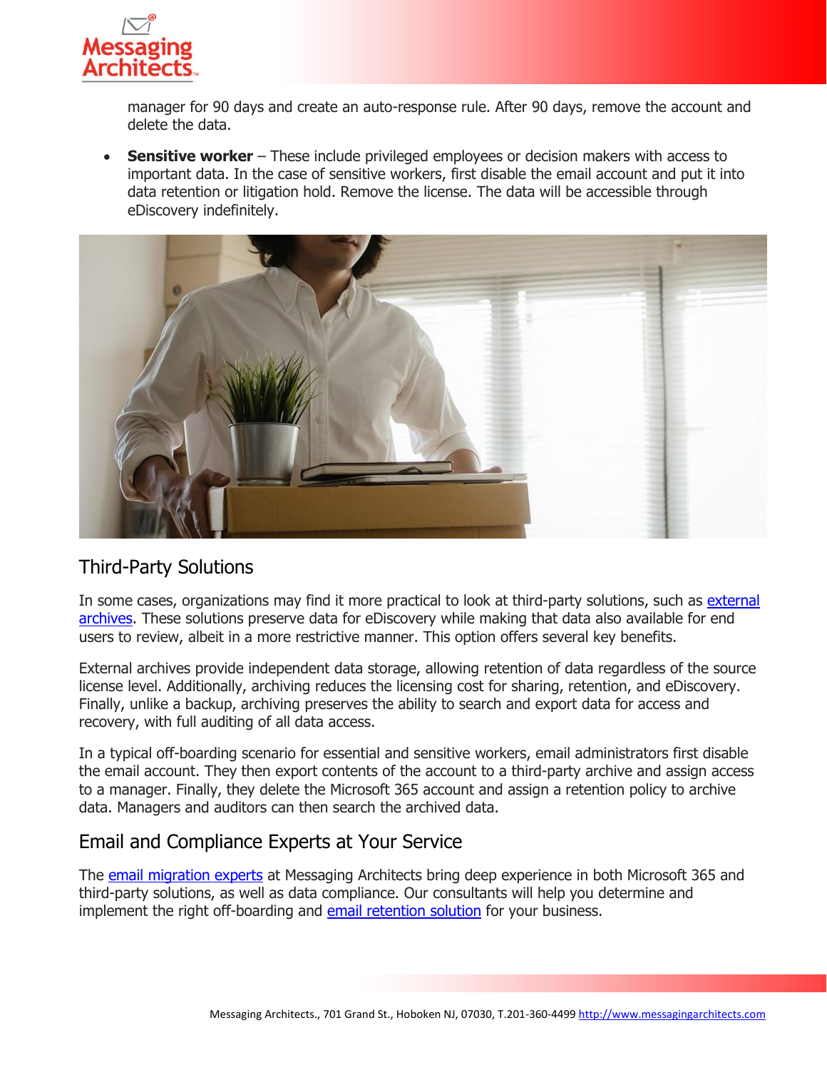manager for 90 days and create an auto-response rule. After 90 days, remove the account and delete the data.

- **Sensitive worker** – These include privileged employees or decision makers with access to important data. In the case of sensitive workers, first disable the email account and put it into data retention or litigation hold. Remove the license. The data will be accessible through eDiscovery indefinitely.

## Third-Party Solutions

In some cases, organizations may find it more practical to look at third-party solutions, such as external archives. These solutions preserve data for eDiscovery while making that data also available for end users to review, albeit in a more restrictive manner. This option offers several key benefits.

External archives provide independent data storage, allowing retention of data regardless of the source license level. Additionally, archiving reduces the licensing cost for sharing, retention, and eDiscovery. Finally, unlike a backup, archiving preserves the ability to search and export data for access and recovery, with full auditing of all data access.

In a typical off-boarding scenario for essential and sensitive workers, email administrators first disable the email account. They then export contents of the account to a third-party archive and assign access to a manager. Finally, they delete the Microsoft 365 account and assign a retention policy to archive data. Managers and auditors can then search the archived data.

## Email and Compliance Experts at Your Service

The email migration experts at Messaging Architects bring deep experience in both Microsoft 365 and third-party solutions, as well as data compliance. Our consultants will help you determine and implement the right off-boarding and email retention solution for your business.